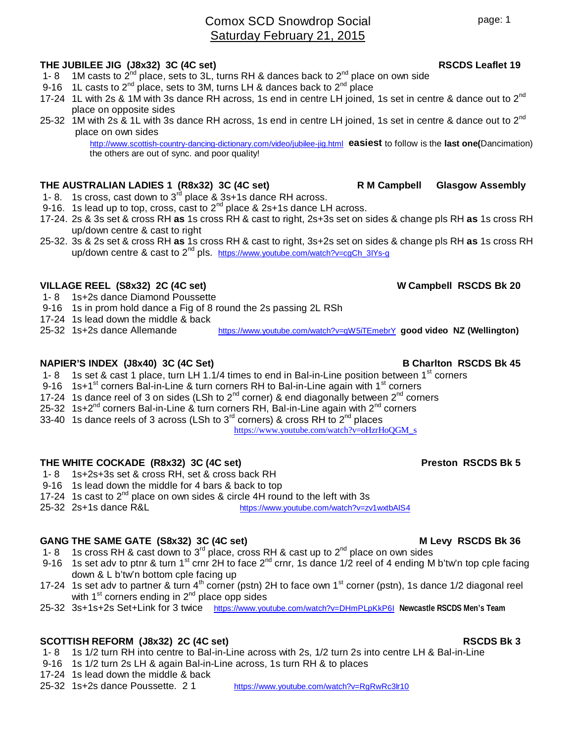# Comox SCD Snowdrop Social
## Saturday February 21, 2015

**THE JUBILEE JIG (J8x32) 3C (4C set)** **RSCDS Leaflet 19**

- 1- 8 1M casts to 2nd place, sets to 3L, turns RH & dances back to 2nd place on own side
- 9-16 1L casts to 2nd place, sets to 3M, turns LH & dances back to 2nd place
- 17-24 1L with 2s & 1M with 3s dance RH across, 1s end in centre LH joined, 1s set in centre & dance out to 2nd place on opposite sides
- 25-32 1M with 2s & 1L with 3s dance RH across, 1s end in centre LH joined, 1s set in centre & dance out to 2nd place on own sides

http://www.scottish-country-dancing-dictionary.com/video/jubilee-jig.html **easiest** to follow is the **last one(**Dancimation) the others are out of sync. and poor quality!

**THE AUSTRALIAN LADIES 1 (R8x32) 3C (4C set)** **R M Campbell Glasgow Assembly**

- 1- 8. 1s cross, cast down to 3rd place & 3s+1s dance RH across.
- 9-16. 1s lead up to top, cross, cast to 2nd place & 2s+1s dance LH across.
- 17-24. 2s & 3s set & cross RH **as** 1s cross RH & cast to right, 2s+3s set on sides & change pls RH **as** 1s cross RH up/down centre & cast to right
- 25-32. 3s & 2s set & cross RH **as** 1s cross RH & cast to right, 3s+2s set on sides & change pls RH **as** 1s cross RH up/down centre & cast to 2nd pls. https://www.youtube.com/watch?v=cgCh_3IYs-g

**VILLAGE REEL (S8x32) 2C (4C set)** **W Campbell RSCDS Bk 20**

- 1- 8 1s+2s dance Diamond Poussette
- 9-16 1s in prom hold dance a Fig of 8 round the 2s passing 2L RSh
- 17-24 1s lead down the middle & back
- 25-32 1s+2s dance Allemande https://www.youtube.com/watch?v=qW5iTEmebrY **good video NZ (Wellington)**

**NAPIER'S INDEX (J8x40) 3C (4C Set)** **B Charlton RSCDS Bk 45**

- 1- 8 1s set & cast 1 place, turn LH 1.1/4 times to end in Bal-in-Line position between 1st corners
- 9-16 1s+1st corners Bal-in-Line & turn corners RH to Bal-in-Line again with 1st corners
- 17-24 1s dance reel of 3 on sides (LSh to 2nd corner) & end diagonally between 2nd corners
- 25-32 1s+2nd corners Bal-in-Line & turn corners RH, Bal-in-Line again with 2nd corners
- 33-40 1s dance reels of 3 across (LSh to 3rd corners) & cross RH to 2nd places

https://www.youtube.com/watch?v=oHzrHoQGM_s

**THE WHITE COCKADE (R8x32) 3C (4C set)** **Preston RSCDS Bk 5**

- 1- 8 1s+2s+3s set & cross RH, set & cross back RH
- 9-16 1s lead down the middle for 4 bars & back to top
- 17-24 1s cast to 2nd place on own sides & circle 4H round to the left with 3s
- 25-32 2s+1s dance R&L https://www.youtube.com/watch?v=zv1wxtbAlS4

**GANG THE SAME GATE (S8x32) 3C (4C set)** **M Levy RSCDS Bk 36**

- 1- 8 1s cross RH & cast down to 3rd place, cross RH & cast up to 2nd place on own sides
- 9-16 1s set adv to ptnr & turn 1st crnr 2H to face 2nd crnr, 1s dance 1/2 reel of 4 ending M b'tw'n top cple facing down & L b'tw'n bottom cple facing up
- 17-24 1s set adv to partner & turn 4th corner (pstn) 2H to face own 1st corner (pstn), 1s dance 1/2 diagonal reel with 1st corners ending in 2nd place opp sides
- 25-32 3s+1s+2s Set+Link for 3 twice https://www.youtube.com/watch?v=DHmPLpKkP6I **Newcastle RSCDS Men's Team**

**SCOTTISH REFORM (J8x32) 2C (4C set)** **RSCDS Bk 3**

- 1- 8 1s 1/2 turn RH into centre to Bal-in-Line across with 2s, 1/2 turn 2s into centre LH & Bal-in-Line
- 9-16 1s 1/2 turn 2s LH & again Bal-in-Line across, 1s turn RH & to places
- 17-24 1s lead down the middle & back
- 25-32 1s+2s dance Poussette. 2 1 https://www.youtube.com/watch?v=RgRwRc3lr10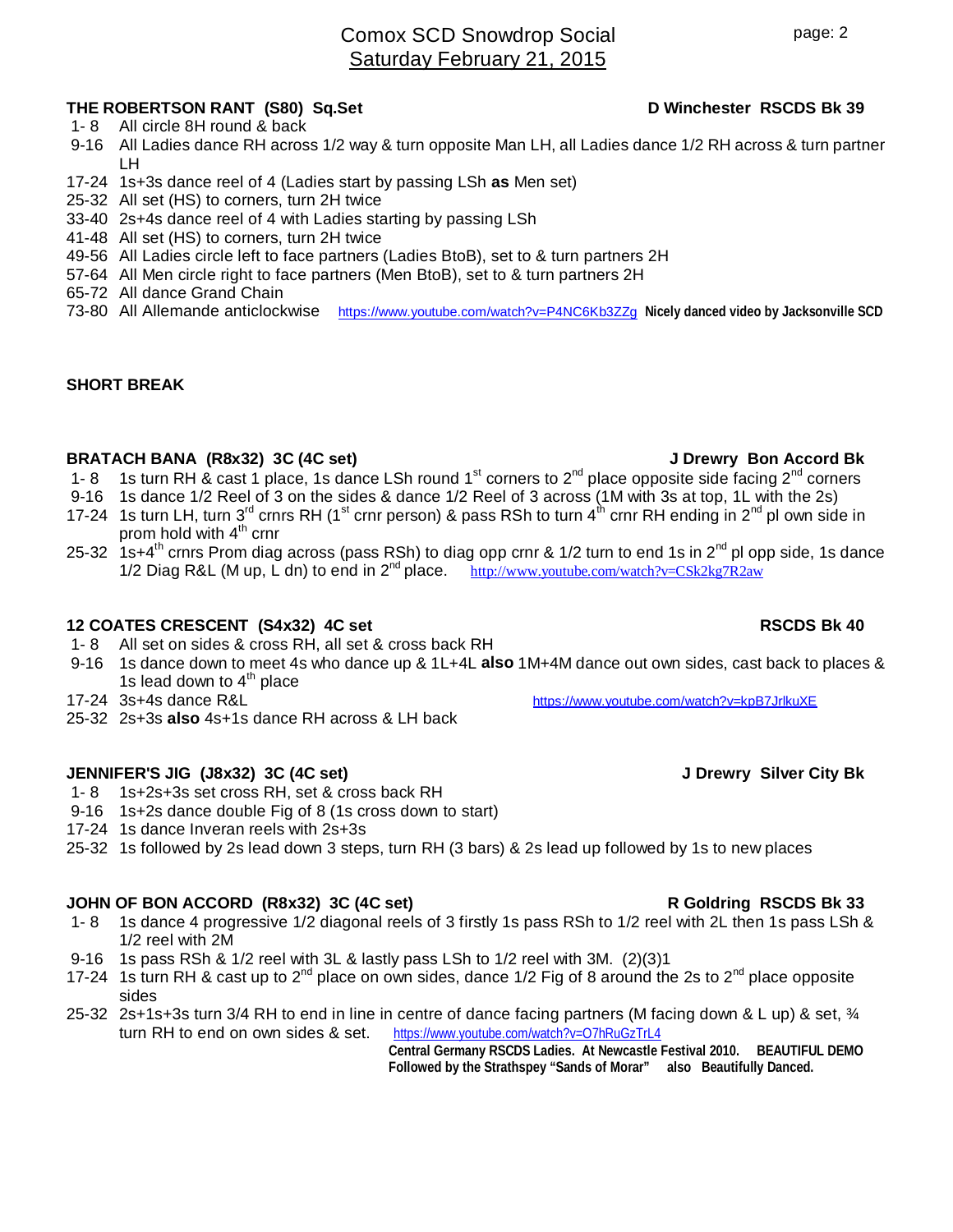Comox SCD Snowdrop Social
Saturday February 21, 2015

**THE ROBERTSON RANT (S80) Sq.Set** **D Winchester RSCDS Bk 39**

1- 8 All circle 8H round & back
9-16 All Ladies dance RH across 1/2 way & turn opposite Man LH, all Ladies dance 1/2 RH across & turn partner LH
17-24 1s+3s dance reel of 4 (Ladies start by passing LSh **as** Men set)
25-32 All set (HS) to corners, turn 2H twice
33-40 2s+4s dance reel of 4 with Ladies starting by passing LSh
41-48 All set (HS) to corners, turn 2H twice
49-56 All Ladies circle left to face partners (Ladies BtoB), set to & turn partners 2H
57-64 All Men circle right to face partners (Men BtoB), set to & turn partners 2H
65-72 All dance Grand Chain
73-80 All Allemande anticlockwise https://www.youtube.com/watch?v=P4NC6Kb3ZZg **Nicely danced video by Jacksonville SCD**

**SHORT BREAK**

**BRATACH BANA (R8x32) 3C (4C set)** **J Drewry Bon Accord Bk**

1- 8 1s turn RH & cast 1 place, 1s dance LSh round 1st corners to 2nd place opposite side facing 2nd corners
9-16 1s dance 1/2 Reel of 3 on the sides & dance 1/2 Reel of 3 across (1M with 3s at top, 1L with the 2s)
17-24 1s turn LH, turn 3rd crnrs RH (1st crnr person) & pass RSh to turn 4th crnr RH ending in 2nd pl own side in prom hold with 4th crnr
25-32 1s+4th crnrs Prom diag across (pass RSh) to diag opp crnr & 1/2 turn to end 1s in 2nd pl opp side, 1s dance 1/2 Diag R&L (M up, L dn) to end in 2nd place. http://www.youtube.com/watch?v=CSk2kg7R2aw

**12 COATES CRESCENT (S4x32) 4C set** **RSCDS Bk 40**

1- 8 All set on sides & cross RH, all set & cross back RH
9-16 1s dance down to meet 4s who dance up & 1L+4L **also** 1M+4M dance out own sides, cast back to places & 1s lead down to 4th place
17-24 3s+4s dance R&L https://www.youtube.com/watch?v=kpB7JrlkuXE
25-32 2s+3s **also** 4s+1s dance RH across & LH back

**JENNIFER'S JIG (J8x32) 3C (4C set)** **J Drewry Silver City Bk**

1- 8 1s+2s+3s set cross RH, set & cross back RH
9-16 1s+2s dance double Fig of 8 (1s cross down to start)
17-24 1s dance Inveran reels with 2s+3s
25-32 1s followed by 2s lead down 3 steps, turn RH (3 bars) & 2s lead up followed by 1s to new places

**JOHN OF BON ACCORD (R8x32) 3C (4C set)** **R Goldring RSCDS Bk 33**

1- 8 1s dance 4 progressive 1/2 diagonal reels of 3 firstly 1s pass RSh to 1/2 reel with 2L then 1s pass LSh & 1/2 reel with 2M
9-16 1s pass RSh & 1/2 reel with 3L & lastly pass LSh to 1/2 reel with 3M. (2)(3)1
17-24 1s turn RH & cast up to 2nd place on own sides, dance 1/2 Fig of 8 around the 2s to 2nd place opposite sides
25-32 2s+1s+3s turn 3/4 RH to end in line in centre of dance facing partners (M facing down & L up) & set, ¾ turn RH to end on own sides & set. https://www.youtube.com/watch?v=O7hRuGzTrL4
**Central Germany RSCDS Ladies. At Newcastle Festival 2010. BEAUTIFUL DEMO**
**Followed by the Strathspey "Sands of Morar" also Beautifully Danced.**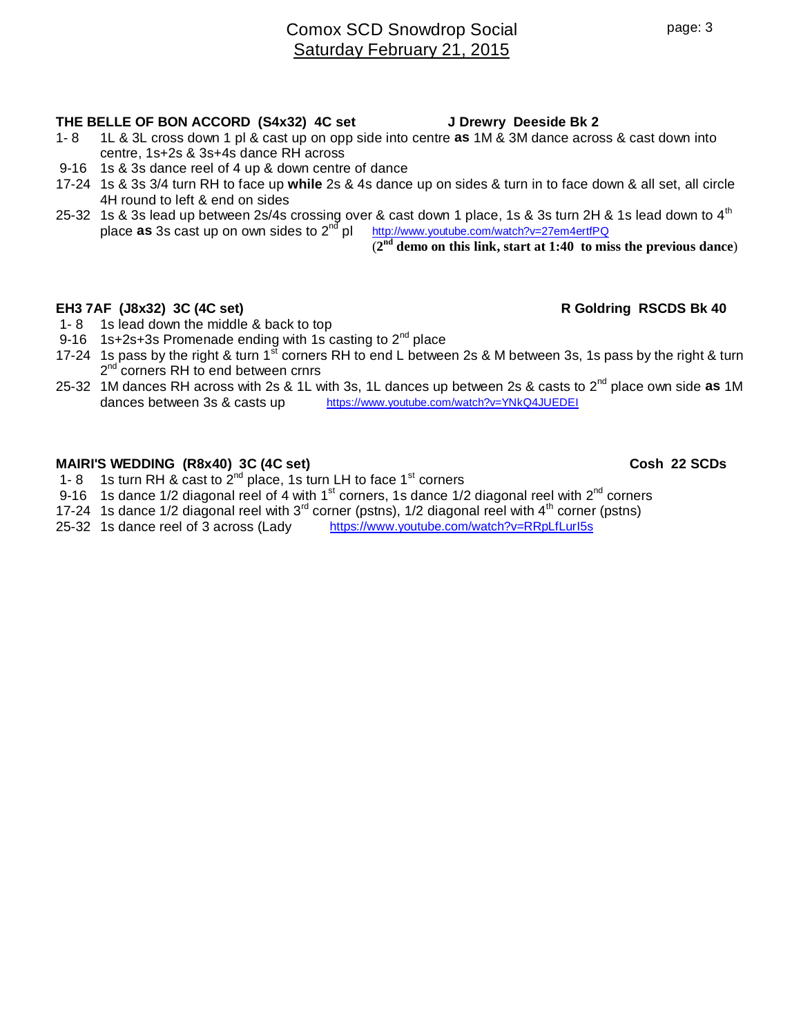# Comox SCD Snowdrop Social
## Saturday February 21, 2015

**THE BELLE OF BON ACCORD (S4x32) 4C set** **J Drewry Deeside Bk 2**

1- 8 1L & 3L cross down 1 pl & cast up on opp side into centre **as** 1M & 3M dance across & cast down into centre, 1s+2s & 3s+4s dance RH across

9-16 1s & 3s dance reel of 4 up & down centre of dance

17-24 1s & 3s 3/4 turn RH to face up **while** 2s & 4s dance up on sides & turn in to face down & all set, all circle 4H round to left & end on sides

25-32 1s & 3s lead up between 2s/4s crossing over & cast down 1 place, 1s & 3s turn 2H & 1s lead down to 4th place **as** 3s cast up on own sides to 2nd pl http://www.youtube.com/watch?v=27em4ertfPQ

(**2nd demo on this link, start at 1:40 to miss the previous dance**)

**EH3 7AF (J8x32) 3C (4C set)** **R Goldring RSCDS Bk 40**

1- 8 1s lead down the middle & back to top

9-16 1s+2s+3s Promenade ending with 1s casting to 2nd place

17-24 1s pass by the right & turn 1st corners RH to end L between 2s & M between 3s, 1s pass by the right & turn 2nd corners RH to end between crnrs

25-32 1M dances RH across with 2s & 1L with 3s, 1L dances up between 2s & casts to 2nd place own side **as** 1M dances between 3s & casts up https://www.youtube.com/watch?v=YNkQ4JUEDEI

**MAIRI'S WEDDING (R8x40) 3C (4C set)** **Cosh 22 SCDs**

1- 8 1s turn RH & cast to 2nd place, 1s turn LH to face 1st corners

9-16 1s dance 1/2 diagonal reel of 4 with 1st corners, 1s dance 1/2 diagonal reel with 2nd corners

17-24 1s dance 1/2 diagonal reel with 3rd corner (pstns), 1/2 diagonal reel with 4th corner (pstns)

25-32 1s dance reel of 3 across (Lady https://www.youtube.com/watch?v=RRpLfLurI5s